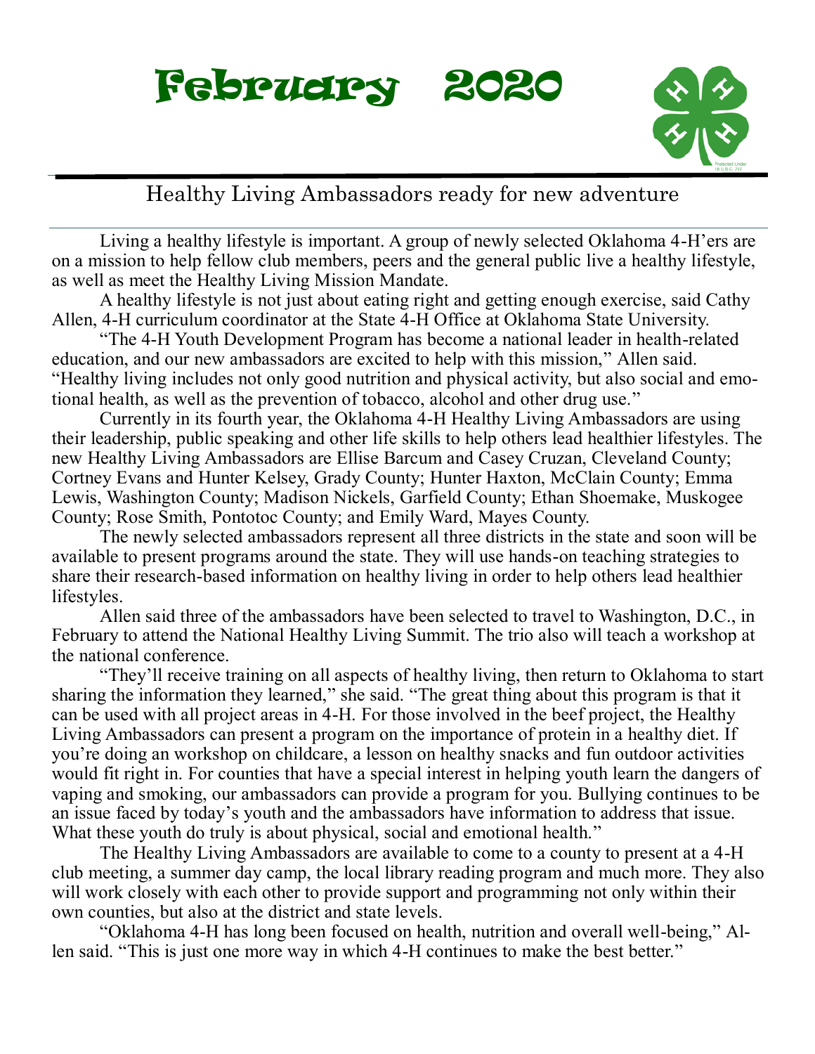# February 2020

## Healthy Living Ambassadors ready for new adventure

Living a healthy lifestyle is important. A group of newly selected Oklahoma 4-H'ers are on a mission to help fellow club members, peers and the general public live a healthy lifestyle, as well as meet the Healthy Living Mission Mandate.

A healthy lifestyle is not just about eating right and getting enough exercise, said Cathy Allen, 4-H curriculum coordinator at the State 4-H Office at Oklahoma State University.

"The 4-H Youth Development Program has become a national leader in health-related education, and our new ambassadors are excited to help with this mission," Allen said. "Healthy living includes not only good nutrition and physical activity, but also social and emotional health, as well as the prevention of tobacco, alcohol and other drug use."

Currently in its fourth year, the Oklahoma 4-H Healthy Living Ambassadors are using their leadership, public speaking and other life skills to help others lead healthier lifestyles. The new Healthy Living Ambassadors are Ellise Barcum and Casey Cruzan, Cleveland County; Cortney Evans and Hunter Kelsey, Grady County; Hunter Haxton, McClain County; Emma Lewis, Washington County; Madison Nickels, Garfield County; Ethan Shoemake, Muskogee County; Rose Smith, Pontotoc County; and Emily Ward, Mayes County.

The newly selected ambassadors represent all three districts in the state and soon will be available to present programs around the state. They will use hands-on teaching strategies to share their research-based information on healthy living in order to help others lead healthier lifestyles.

Allen said three of the ambassadors have been selected to travel to Washington, D.C., in February to attend the National Healthy Living Summit. The trio also will teach a workshop at the national conference.

"They'll receive training on all aspects of healthy living, then return to Oklahoma to start sharing the information they learned," she said. "The great thing about this program is that it can be used with all project areas in 4-H. For those involved in the beef project, the Healthy Living Ambassadors can present a program on the importance of protein in a healthy diet. If you're doing an workshop on childcare, a lesson on healthy snacks and fun outdoor activities would fit right in. For counties that have a special interest in helping youth learn the dangers of vaping and smoking, our ambassadors can provide a program for you. Bullying continues to be an issue faced by today's youth and the ambassadors have information to address that issue. What these youth do truly is about physical, social and emotional health."

The Healthy Living Ambassadors are available to come to a county to present at a 4-H club meeting, a summer day camp, the local library reading program and much more. They also will work closely with each other to provide support and programming not only within their own counties, but also at the district and state levels.

"Oklahoma 4-H has long been focused on health, nutrition and overall well-being," Allen said. "This is just one more way in which 4-H continues to make the best better."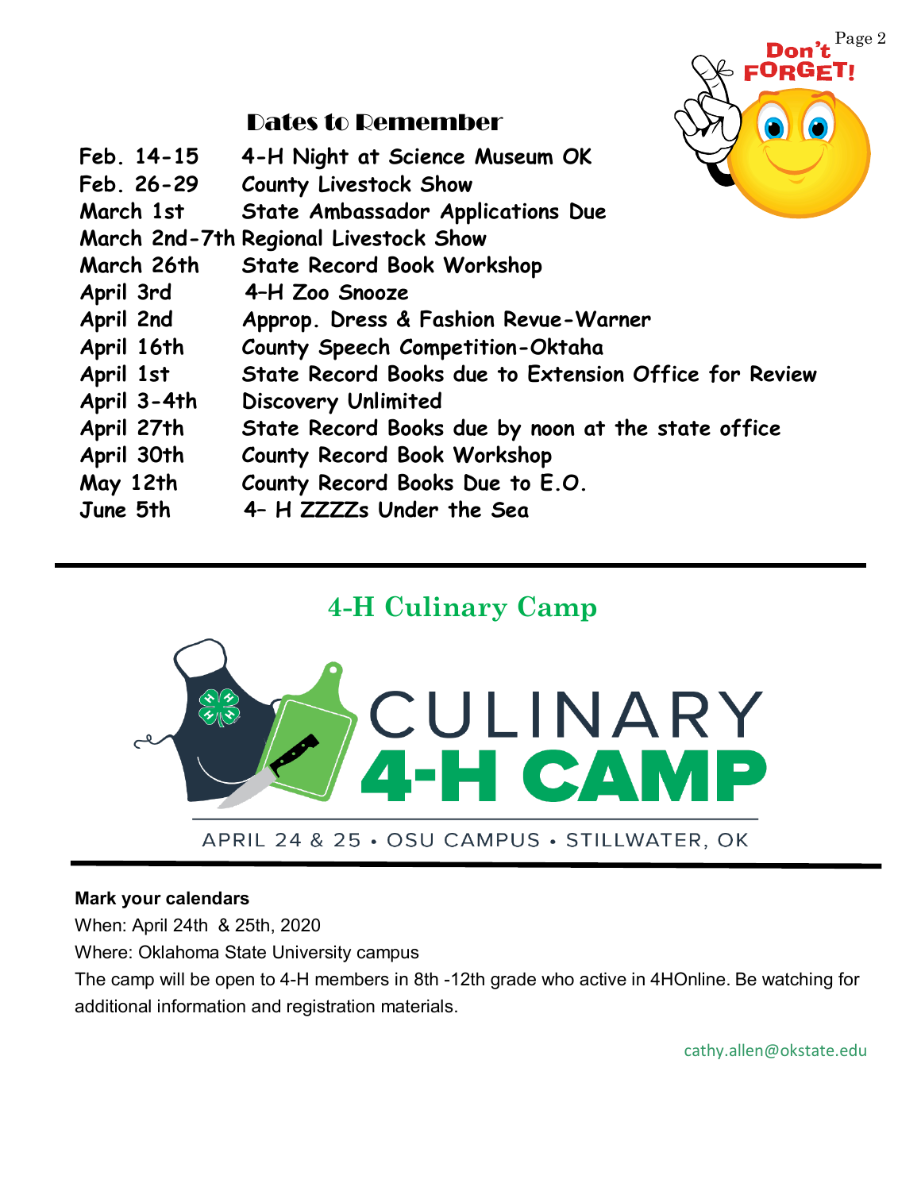## Dates to Remember

| | |
|---|---|
| Feb. 14-15 | 4-H Night at Science Museum OK |
| Feb. 26-29 | County Livestock Show |
| March 1st | State Ambassador Applications Due |
| March 2nd-7th | Regional Livestock Show |
| March 26th | State Record Book Workshop |
| April 3rd | 4–H Zoo Snooze |
| April 2nd | Approp. Dress & Fashion Revue-Warner |
| April 16th | County Speech Competition-Oktaha |
| April 1st | State Record Books due to Extension Office for Review |
| April 3-4th | Discovery Unlimited |
| April 27th | State Record Books due by noon at the state office |
| April 30th | County Record Book Workshop |
| May 12th | County Record Books Due to E.O. |
| June 5th | 4– H ZZZZs Under the Sea |

## 4-H Culinary Camp

CULINARY 4-H CAMP

APRIL 24 & 25 • OSU CAMPUS • STILLWATER, OK

**Mark your calendars**

When: April 24th & 25th, 2020

Where: Oklahoma State University campus

The camp will be open to 4-H members in 8th -12th grade who active in 4HOnline. Be watching for additional information and registration materials.

cathy.allen@okstate.edu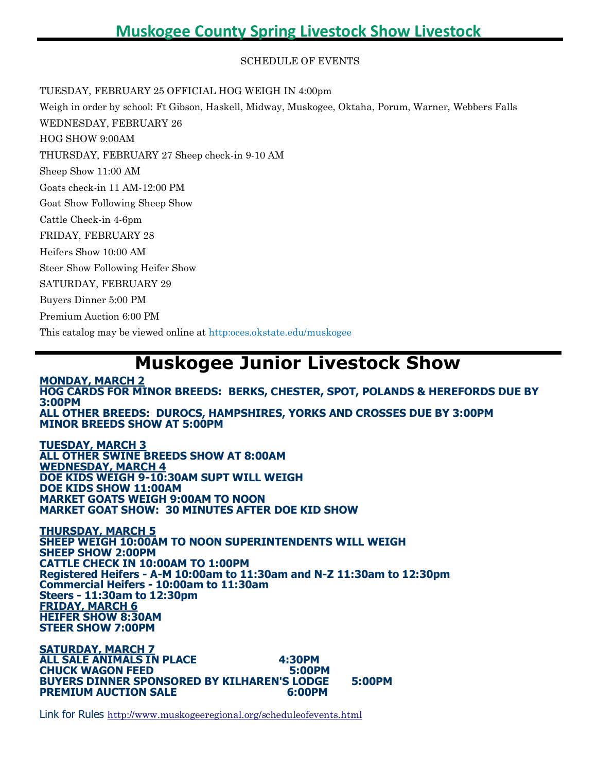# Muskogee County Spring Livestock Show Livestock

SCHEDULE OF EVENTS

TUESDAY, FEBRUARY 25 OFFICIAL HOG WEIGH IN 4:00pm

Weigh in order by school: Ft Gibson, Haskell, Midway, Muskogee, Oktaha, Porum, Warner, Webbers Falls

WEDNESDAY, FEBRUARY 26

HOG SHOW 9:00AM

THURSDAY, FEBRUARY 27 Sheep check-in 9-10 AM

Sheep Show 11:00 AM

Goats check-in 11 AM-12:00 PM

Goat Show Following Sheep Show

Cattle Check-in 4-6pm

FRIDAY, FEBRUARY 28

Heifers Show 10:00 AM

Steer Show Following Heifer Show

SATURDAY, FEBRUARY 29

Buyers Dinner 5:00 PM

Premium Auction 6:00 PM

This catalog may be viewed online at http:oces.okstate.edu/muskogee

# Muskogee Junior Livestock Show

**MONDAY, MARCH 2**
**HOG CARDS FOR MINOR BREEDS: BERKS, CHESTER, SPOT, POLANDS & HEREFORDS DUE BY 3:00PM**
**ALL OTHER BREEDS: DUROCS, HAMPSHIRES, YORKS AND CROSSES DUE BY 3:00PM**
**MINOR BREEDS SHOW AT 5:00PM**

**TUESDAY, MARCH 3**
**ALL OTHER SWINE BREEDS SHOW AT 8:00AM**

**WEDNESDAY, MARCH 4**
**DOE KIDS WEIGH 9-10:30AM SUPT WILL WEIGH**
**DOE KIDS SHOW 11:00AM**
**MARKET GOATS WEIGH 9:00AM TO NOON**
**MARKET GOAT SHOW: 30 MINUTES AFTER DOE KID SHOW**

**THURSDAY, MARCH 5**
**SHEEP WEIGH 10:00AM TO NOON SUPERINTENDENTS WILL WEIGH**
**SHEEP SHOW 2:00PM**
**CATTLE CHECK IN 10:00AM TO 1:00PM**
**Registered Heifers - A-M 10:00am to 11:30am and N-Z 11:30am to 12:30pm**
**Commercial Heifers - 10:00am to 11:30am**
**Steers - 11:30am to 12:30pm**

**FRIDAY, MARCH 6**
**HEIFER SHOW 8:30AM**
**STEER SHOW 7:00PM**

**SATURDAY, MARCH 7**
**ALL SALE ANIMALS IN PLACE 4:30PM**
**CHUCK WAGON FEED 5:00PM**
**BUYERS DINNER SPONSORED BY KILHAREN'S LODGE 5:00PM**
**PREMIUM AUCTION SALE 6:00PM**

Link for Rules http://www.muskogeeregional.org/scheduleofevents.html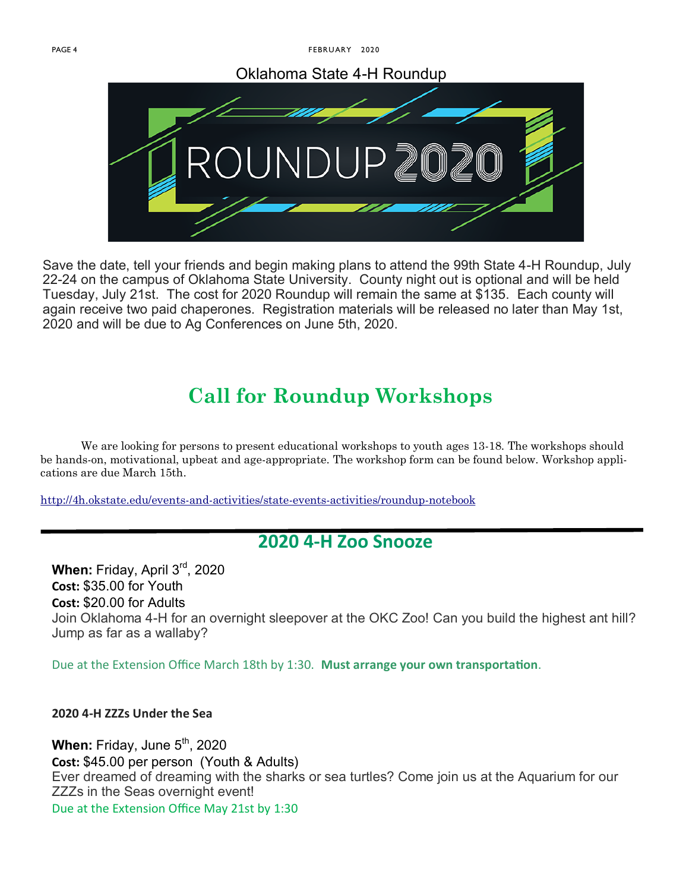## Oklahoma State 4-H Roundup

ROUNDUP 2020

Save the date, tell your friends and begin making plans to attend the 99th State 4-H Roundup, July 22-24 on the campus of Oklahoma State University. County night out is optional and will be held Tuesday, July 21st. The cost for 2020 Roundup will remain the same at $135. Each county will again receive two paid chaperones. Registration materials will be released no later than May 1st, 2020 and will be due to Ag Conferences on June 5th, 2020.

## Call for Roundup Workshops

We are looking for persons to present educational workshops to youth ages 13-18. The workshops should be hands-on, motivational, upbeat and age-appropriate. The workshop form can be found below. Workshop applications are due March 15th.

http://4h.okstate.edu/events-and-activities/state-events-activities/roundup-notebook

---

## 2020 4-H Zoo Snooze

**When:** Friday, April 3rd, 2020
**Cost:** $35.00 for Youth
**Cost:** $20.00 for Adults
Join Oklahoma 4-H for an overnight sleepover at the OKC Zoo! Can you build the highest ant hill? Jump as far as a wallaby?

Due at the Extension Office March 18th by 1:30. **Must arrange your own transportation**.

**2020 4-H ZZZs Under the Sea**

**When:** Friday, June 5th, 2020
**Cost:** $45.00 per person (Youth & Adults)
Ever dreamed of dreaming with the sharks or sea turtles? Come join us at the Aquarium for our ZZZs in the Seas overnight event!
Due at the Extension Office May 21st by 1:30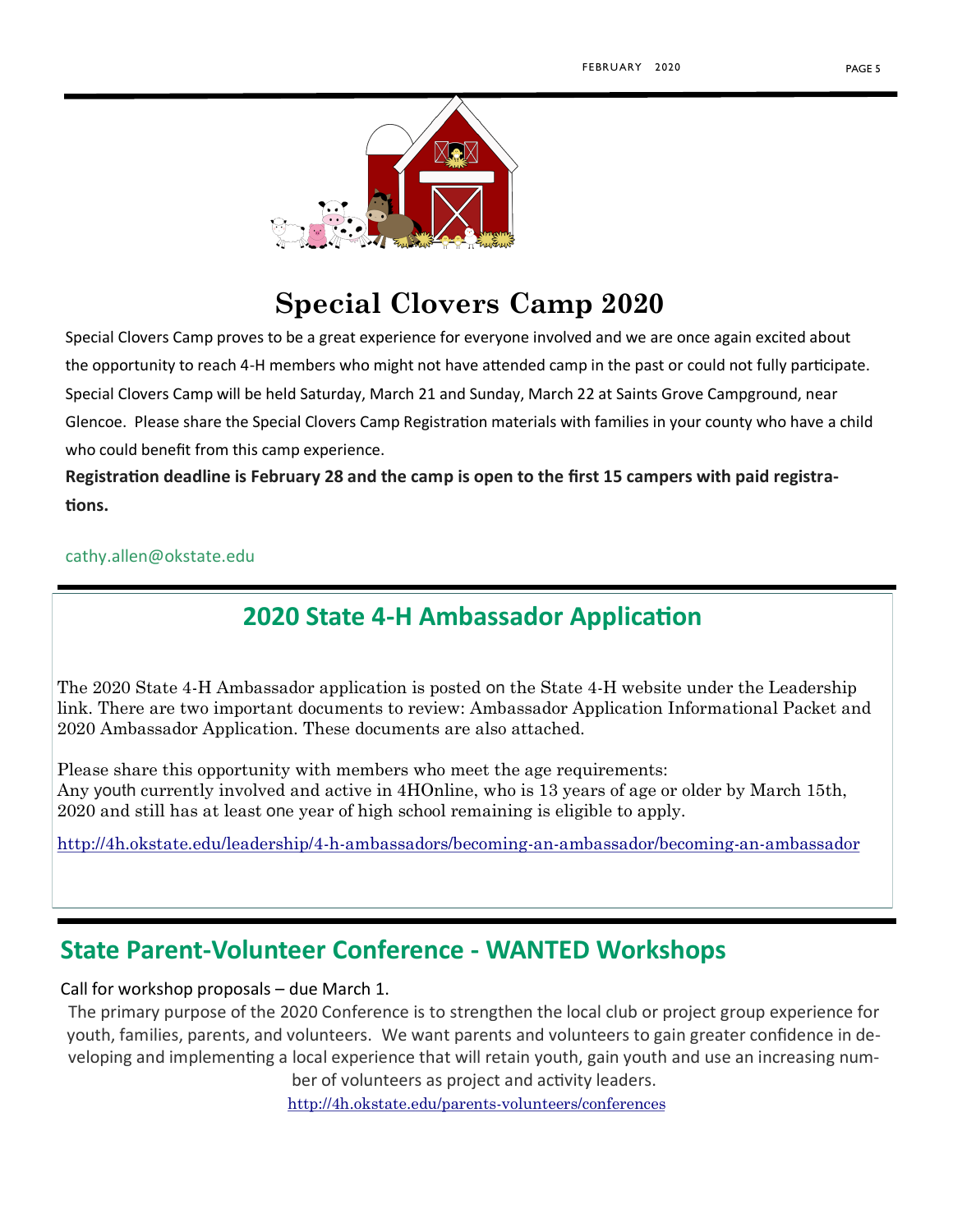# Special Clovers Camp 2020

Special Clovers Camp proves to be a great experience for everyone involved and we are once again excited about the opportunity to reach 4-H members who might not have attended camp in the past or could not fully participate. Special Clovers Camp will be held Saturday, March 21 and Sunday, March 22 at Saints Grove Campground, near Glencoe. Please share the Special Clovers Camp Registration materials with families in your county who have a child who could benefit from this camp experience.

**Registration deadline is February 28 and the camp is open to the first 15 campers with paid registrations.**

cathy.allen@okstate.edu

## 2020 State 4-H Ambassador Application

The 2020 State 4-H Ambassador application is posted on the State 4-H website under the Leadership link. There are two important documents to review: Ambassador Application Informational Packet and 2020 Ambassador Application. These documents are also attached.

Please share this opportunity with members who meet the age requirements:
Any youth currently involved and active in 4HOnline, who is 13 years of age or older by March 15th, 2020 and still has at least one year of high school remaining is eligible to apply.

http://4h.okstate.edu/leadership/4-h-ambassadors/becoming-an-ambassador/becoming-an-ambassador

## State Parent-Volunteer Conference - WANTED Workshops

Call for workshop proposals – due March 1.

The primary purpose of the 2020 Conference is to strengthen the local club or project group experience for youth, families, parents, and volunteers. We want parents and volunteers to gain greater confidence in developing and implementing a local experience that will retain youth, gain youth and use an increasing number of volunteers as project and activity leaders.

http://4h.okstate.edu/parents-volunteers/conferences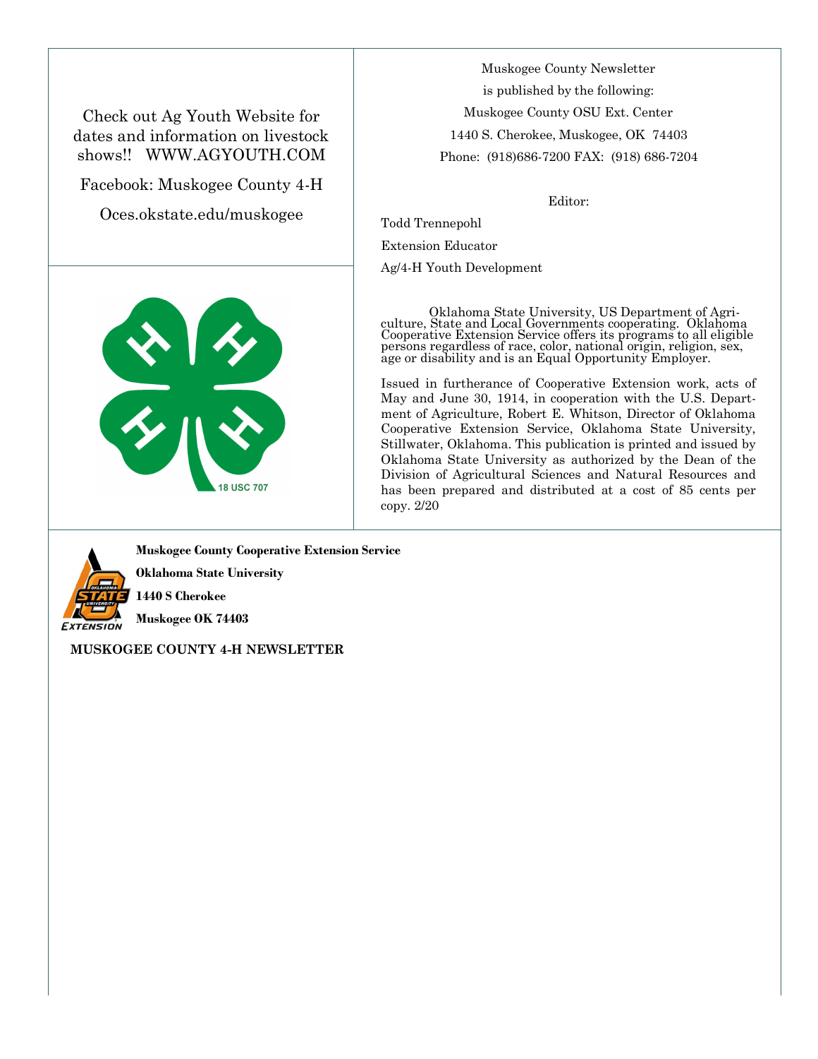Check out Ag Youth Website for dates and information on livestock shows!! WWW.AGYOUTH.COM

Facebook: Muskogee County 4-H

Oces.okstate.edu/muskogee

18 USC 707

Muskogee County Newsletter
is published by the following:
Muskogee County OSU Ext. Center
1440 S. Cherokee, Muskogee, OK 74403
Phone: (918)686-7200 FAX: (918) 686-7204

Editor:

Todd Trennepohl

Extension Educator

Ag/4-H Youth Development

Oklahoma State University, US Department of Agriculture, State and Local Governments cooperating. Oklahoma Cooperative Extension Service offers its programs to all eligible persons regardless of race, color, national origin, religion, sex, age or disability and is an Equal Opportunity Employer.

Issued in furtherance of Cooperative Extension work, acts of May and June 30, 1914, in cooperation with the U.S. Department of Agriculture, Robert E. Whitson, Director of Oklahoma Cooperative Extension Service, Oklahoma State University, Stillwater, Oklahoma. This publication is printed and issued by Oklahoma State University as authorized by the Dean of the Division of Agricultural Sciences and Natural Resources and has been prepared and distributed at a cost of 85 cents per copy. 2/20

**Muskogee County Cooperative Extension Service**

**Oklahoma State University**

**1440 S Cherokee**

**Muskogee OK 74403**

**MUSKOGEE COUNTY 4-H NEWSLETTER**